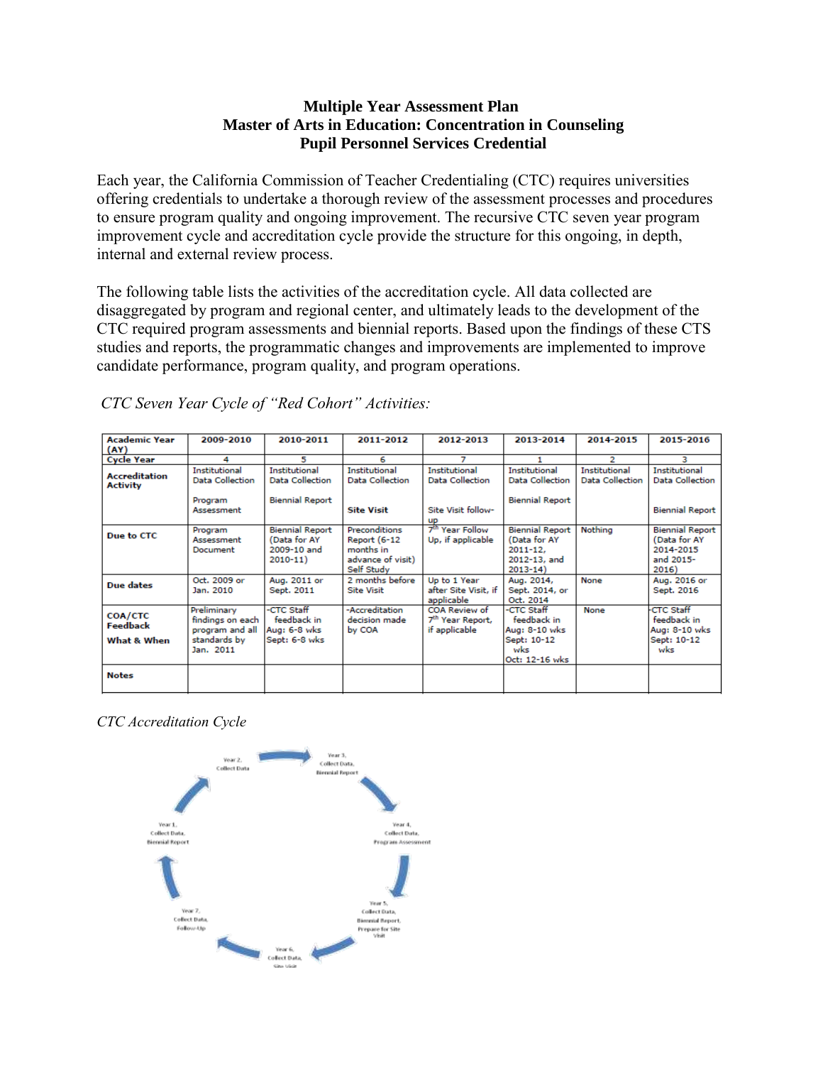**Multiple Year Assessment Plan**
**Master of Arts in Education: Concentration in Counseling**
**Pupil Personnel Services Credential**

Each year, the California Commission of Teacher Credentialing (CTC) requires universities offering credentials to undertake a thorough review of the assessment processes and procedures to ensure program quality and ongoing improvement. The recursive CTC seven year program improvement cycle and accreditation cycle provide the structure for this ongoing, in depth, internal and external review process.

The following table lists the activities of the accreditation cycle. All data collected are disaggregated by program and regional center, and ultimately leads to the development of the CTC required program assessments and biennial reports. Based upon the findings of these CTS studies and reports, the programmatic changes and improvements are implemented to improve candidate performance, program quality, and program operations.

*CTC Seven Year Cycle of "Red Cohort" Activities:*

| Academic Year (AY) | 2009-2010 | 2010-2011 | 2011-2012 | 2012-2013 | 2013-2014 | 2014-2015 | 2015-2016 |
|---|---|---|---|---|---|---|---|
| Cycle Year | 4 | 5 | 6 | 7 | 1 | 2 | 3 |
| **Accreditation Activity** | Institutional Data Collection<br><br>Program Assessment | Institutional Data Collection<br><br>Biennial Report | Institutional Data Collection<br><br>**Site Visit** | Institutional Data Collection<br><br>Site Visit follow-up | Institutional Data Collection<br><br>Biennial Report | Institutional Data Collection | Institutional Data Collection<br><br>Biennial Report |
| **Due to CTC** | Program Assessment Document | Biennial Report (Data for AY 2009-10 and 2010-11) | Preconditions Report (6-12 months in advance of visit) Self Study | 7th Year Follow Up, if applicable | Biennial Report (Data for AY 2011-12, 2012-13, and 2013-14) | Nothing | Biennial Report (Data for AY 2014-2015 and 2015-2016) |
| **Due dates** | Oct. 2009 or Jan. 2010 | Aug. 2011 or Sept. 2011 | 2 months before Site Visit | Up to 1 Year after Site Visit, if applicable | Aug. 2014, Sept. 2014, or Oct. 2014 | None | Aug. 2016 or Sept. 2016 |
| **COA/CTC Feedback**<br>**What & When** | Preliminary findings on each program and all standards by Jan. 2011 | -CTC Staff feedback in Aug: 6-8 wks Sept: 6-8 wks | -Accreditation decision made by COA | COA Review of 7th Year Report, if applicable | -CTC Staff feedback in Aug: 8-10 wks Sept: 10-12 wks Oct: 12-16 wks | None | -CTC Staff feedback in Aug: 8-10 wks Sept: 10-12 wks |
| **Notes** | | | | | | | |

*CTC Accreditation Cycle*

Year 1, Collect Data, Biennial Report → Year 2, Collect Data → Year 3, Collect Data, Biennial Report → Year 4, Collect Data, Program Assessment → Year 5, Collect Data, Biennial Report, Prepare for Site Visit → Year 6, Collect Data, Site Visit → Year 7, Collect Data, Follow-Up → Year 1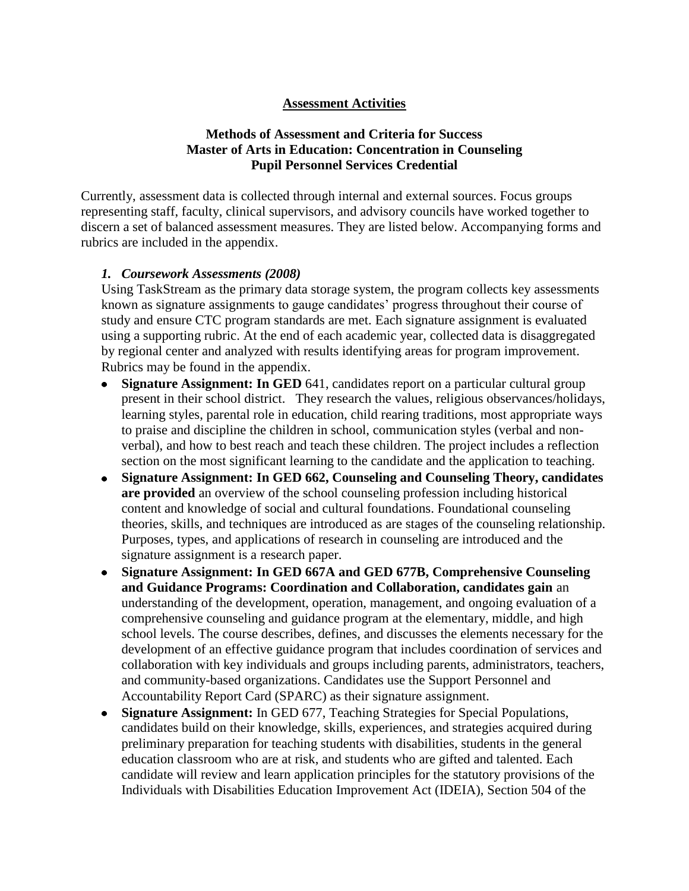**Assessment Activities**

**Methods of Assessment and Criteria for Success**
**Master of Arts in Education: Concentration in Counseling**
**Pupil Personnel Services Credential**

Currently, assessment data is collected through internal and external sources. Focus groups representing staff, faculty, clinical supervisors, and advisory councils have worked together to discern a set of balanced assessment measures. They are listed below. Accompanying forms and rubrics are included in the appendix.

***1. Coursework Assessments (2008)***

Using TaskStream as the primary data storage system, the program collects key assessments known as signature assignments to gauge candidates' progress throughout their course of study and ensure CTC program standards are met. Each signature assignment is evaluated using a supporting rubric. At the end of each academic year, collected data is disaggregated by regional center and analyzed with results identifying areas for program improvement. Rubrics may be found in the appendix.

- **Signature Assignment: In GED** 641, candidates report on a particular cultural group present in their school district. They research the values, religious observances/holidays, learning styles, parental role in education, child rearing traditions, most appropriate ways to praise and discipline the children in school, communication styles (verbal and non-verbal), and how to best reach and teach these children. The project includes a reflection section on the most significant learning to the candidate and the application to teaching.
- **Signature Assignment: In GED 662, Counseling and Counseling Theory, candidates are provided** an overview of the school counseling profession including historical content and knowledge of social and cultural foundations. Foundational counseling theories, skills, and techniques are introduced as are stages of the counseling relationship. Purposes, types, and applications of research in counseling are introduced and the signature assignment is a research paper.
- **Signature Assignment: In GED 667A and GED 677B, Comprehensive Counseling and Guidance Programs: Coordination and Collaboration, candidates gain** an understanding of the development, operation, management, and ongoing evaluation of a comprehensive counseling and guidance program at the elementary, middle, and high school levels. The course describes, defines, and discusses the elements necessary for the development of an effective guidance program that includes coordination of services and collaboration with key individuals and groups including parents, administrators, teachers, and community-based organizations. Candidates use the Support Personnel and Accountability Report Card (SPARC) as their signature assignment.
- **Signature Assignment:** In GED 677, Teaching Strategies for Special Populations, candidates build on their knowledge, skills, experiences, and strategies acquired during preliminary preparation for teaching students with disabilities, students in the general education classroom who are at risk, and students who are gifted and talented. Each candidate will review and learn application principles for the statutory provisions of the Individuals with Disabilities Education Improvement Act (IDEIA), Section 504 of the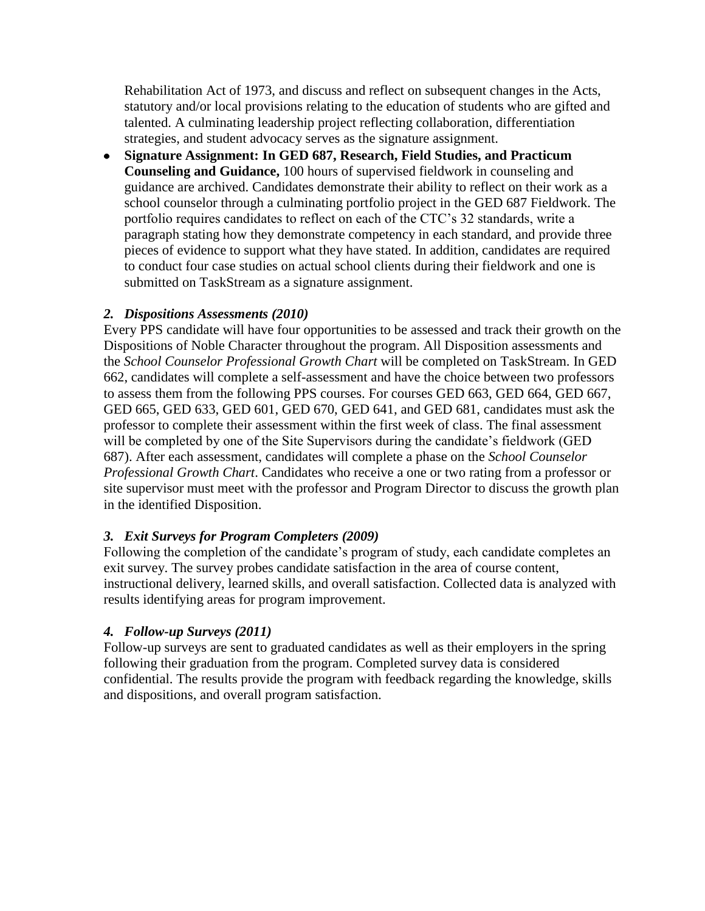Rehabilitation Act of 1973, and discuss and reflect on subsequent changes in the Acts, statutory and/or local provisions relating to the education of students who are gifted and talented. A culminating leadership project reflecting collaboration, differentiation strategies, and student advocacy serves as the signature assignment.

- **Signature Assignment: In GED 687, Research, Field Studies, and Practicum Counseling and Guidance,** 100 hours of supervised fieldwork in counseling and guidance are archived. Candidates demonstrate their ability to reflect on their work as a school counselor through a culminating portfolio project in the GED 687 Fieldwork. The portfolio requires candidates to reflect on each of the CTC's 32 standards, write a paragraph stating how they demonstrate competency in each standard, and provide three pieces of evidence to support what they have stated. In addition, candidates are required to conduct four case studies on actual school clients during their fieldwork and one is submitted on TaskStream as a signature assignment.

### *2. Dispositions Assessments (2010)*

Every PPS candidate will have four opportunities to be assessed and track their growth on the Dispositions of Noble Character throughout the program. All Disposition assessments and the *School Counselor Professional Growth Chart* will be completed on TaskStream. In GED 662, candidates will complete a self-assessment and have the choice between two professors to assess them from the following PPS courses. For courses GED 663, GED 664, GED 667, GED 665, GED 633, GED 601, GED 670, GED 641, and GED 681, candidates must ask the professor to complete their assessment within the first week of class. The final assessment will be completed by one of the Site Supervisors during the candidate's fieldwork (GED 687). After each assessment, candidates will complete a phase on the *School Counselor Professional Growth Chart*. Candidates who receive a one or two rating from a professor or site supervisor must meet with the professor and Program Director to discuss the growth plan in the identified Disposition.

### *3. Exit Surveys for Program Completers (2009)*

Following the completion of the candidate's program of study, each candidate completes an exit survey. The survey probes candidate satisfaction in the area of course content, instructional delivery, learned skills, and overall satisfaction. Collected data is analyzed with results identifying areas for program improvement.

### *4. Follow-up Surveys (2011)*

Follow-up surveys are sent to graduated candidates as well as their employers in the spring following their graduation from the program. Completed survey data is considered confidential. The results provide the program with feedback regarding the knowledge, skills and dispositions, and overall program satisfaction.